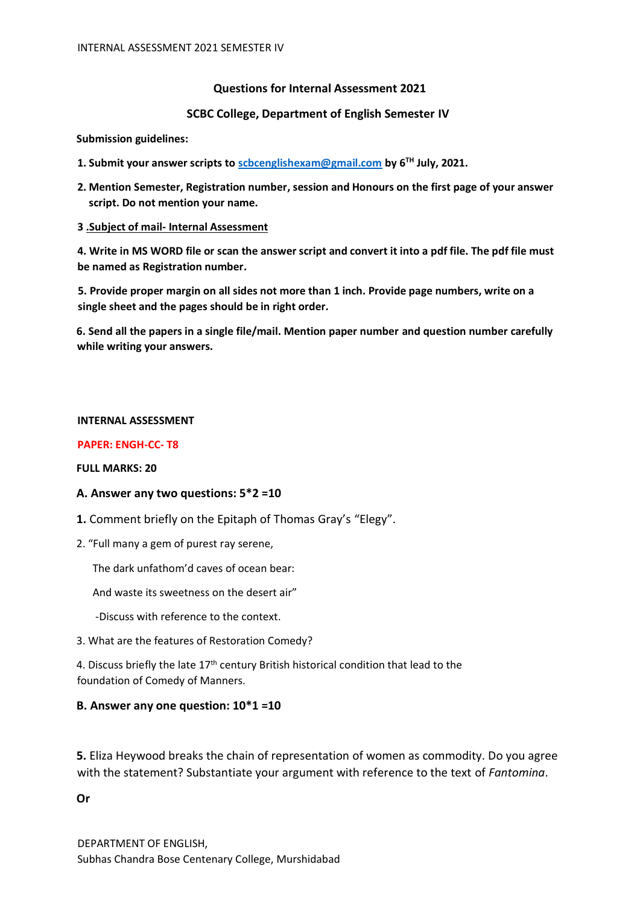## Questions for Internal Assessment 2021

## SCBC College, Department of English Semester IV

**Submission guidelines:**

**1. Submit your answer scripts to [scbcenglishexam@gmail.com](mailto:scbcenglishexam@gmail.com) by 6TH July, 2021.**

**2. Mention Semester, Registration number, session and Honours on the first page of your answer script. Do not mention your name.**

**3 .Subject of mail- Internal Assessment**

**4. Write in MS WORD file or scan the answer script and convert it into a pdf file. The pdf file must be named as Registration number.**

**5. Provide proper margin on all sides not more than 1 inch. Provide page numbers, write on a single sheet and the pages should be in right order.**

**6. Send all the papers in a single file/mail. Mention paper number and question number carefully while writing your answers.**

**INTERNAL ASSESSMENT**

**PAPER: ENGH-CC- T8**

**FULL MARKS: 20**

### A. Answer any two questions: 5*2 =10

**1.** Comment briefly on the Epitaph of Thomas Gray's "Elegy".

2. "Full many a gem of purest ray serene,

   The dark unfathom'd caves of ocean bear:

   And waste its sweetness on the desert air"

   -Discuss with reference to the context.

3. What are the features of Restoration Comedy?

4. Discuss briefly the late 17th century British historical condition that lead to the foundation of Comedy of Manners.

### B. Answer any one question: 10*1 =10

**5.** Eliza Heywood breaks the chain of representation of women as commodity. Do you agree with the statement? Substantiate your argument with reference to the text of *Fantomina*.

**Or**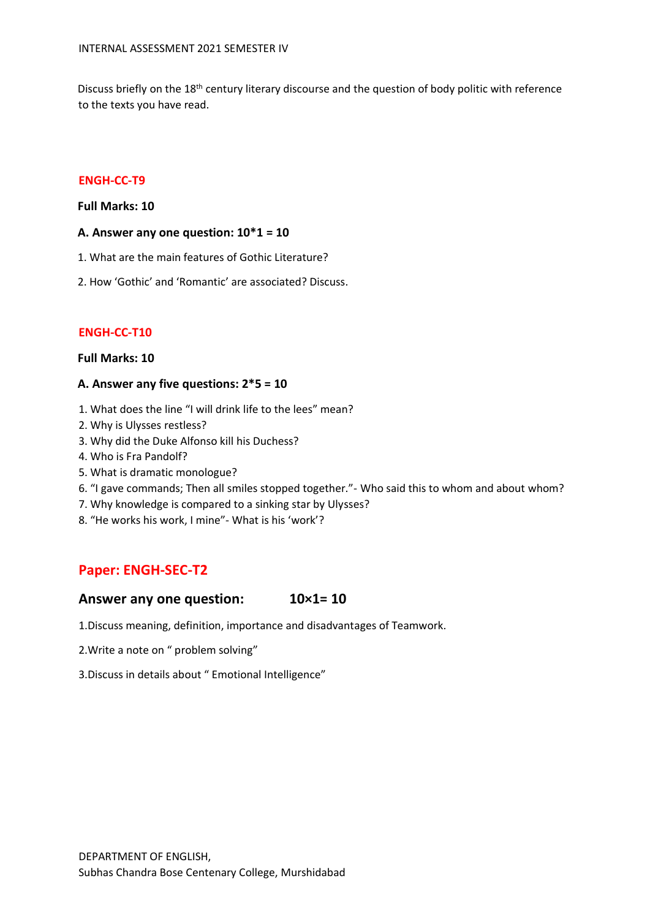INTERNAL ASSESSMENT 2021 SEMESTER IV

Discuss briefly on the 18th century literary discourse and the question of body politic with reference to the texts you have read.

## ENGH-CC-T9

**Full Marks: 10**

**A. Answer any one question: 10*1 = 10**

1. What are the main features of Gothic Literature?

2. How 'Gothic' and 'Romantic' are associated? Discuss.

## ENGH-CC-T10

**Full Marks: 10**

**A. Answer any five questions: 2*5 = 10**

1. What does the line "I will drink life to the lees" mean?
2. Why is Ulysses restless?
3. Why did the Duke Alfonso kill his Duchess?
4. Who is Fra Pandolf?
5. What is dramatic monologue?
6. "I gave commands; Then all smiles stopped together."- Who said this to whom and about whom?
7. Why knowledge is compared to a sinking star by Ulysses?
8. "He works his work, I mine"- What is his 'work'?

## Paper: ENGH-SEC-T2

### Answer any one question: 10×1= 10

1.Discuss meaning, definition, importance and disadvantages of Teamwork.

2.Write a note on " problem solving"

3.Discuss in details about " Emotional Intelligence"

DEPARTMENT OF ENGLISH,
Subhas Chandra Bose Centenary College, Murshidabad